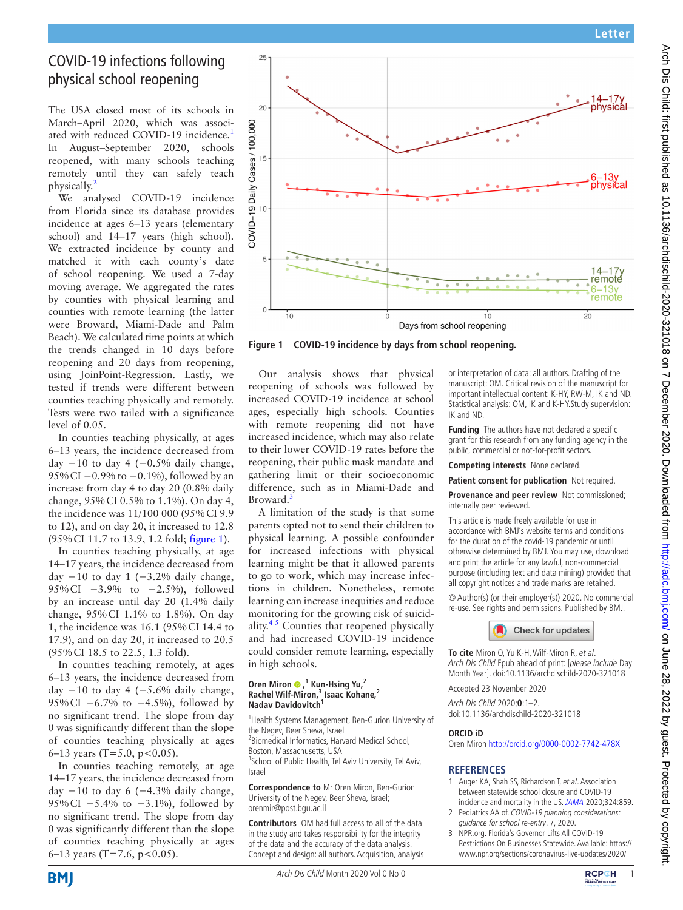# COVID-19 infections following physical school reopening

The USA closed most of its schools in March–April 2020, which was associated with reduced COVID-19 incidence.[1] In August–September 2020, schools reopened, with many schools teaching remotely until they can safely teach physically.[2]

We analysed COVID-19 incidence from Florida since its database provides incidence at ages 6–13 years (elementary school) and 14–17 years (high school). We extracted incidence by county and matched it with each county's date of school reopening. We used a 7-day moving average. We aggregated the rates by counties with physical learning and counties with remote learning (the latter were Broward, Miami-Dade and Palm Beach). We calculated time points at which the trends changed in 10 days before reopening and 20 days from reopening, using JoinPoint-Regression. Lastly, we tested if trends were different between counties teaching physically and remotely. Tests were two tailed with a significance level of 0.05.

In counties teaching physically, at ages 6–13 years, the incidence decreased from day −10 to day 4 (−0.5% daily change, 95% CI −0.9% to −0.1%), followed by an increase from day 4 to day 20 (0.8% daily change, 95% CI 0.5% to 1.1%). On day 4, the incidence was 11/100 000 (95% CI 9.9 to 12), and on day 20, it increased to 12.8 (95% CI 11.7 to 13.9, 1.2 fold; figure 1).

In counties teaching physically, at age 14–17 years, the incidence decreased from day −10 to day 1 (−3.2% daily change, 95% CI −3.9% to −2.5%), followed by an increase until day 20 (1.4% daily change, 95% CI 1.1% to 1.8%). On day 1, the incidence was 16.1 (95% CI 14.4 to 17.9), and on day 20, it increased to 20.5 (95% CI 18.5 to 22.5, 1.3 fold).

In counties teaching remotely, at ages 6–13 years, the incidence decreased from day −10 to day 4 (−5.6% daily change, 95% CI −6.7% to −4.5%), followed by no significant trend. The slope from day 0 was significantly different than the slope of counties teaching physically at ages 6–13 years ($T=5.0$, $p<0.05$).

In counties teaching remotely, at age 14–17 years, the incidence decreased from day −10 to day 6 (−4.3% daily change, 95% CI −5.4% to −3.1%), followed by no significant trend. The slope from day 0 was significantly different than the slope of counties teaching physically at ages 6–13 years ($T=7.6$, $p<0.05$).

Figure 1 COVID-19 incidence by days from school reopening.

Our analysis shows that physical reopening of schools was followed by increased COVID-19 incidence at school ages, especially high schools. Counties with remote reopening did not have increased incidence, which may also relate to their lower COVID-19 rates before the reopening, their public mask mandate and gathering limit or their socioeconomic difference, such as in Miami-Dade and Broward.[3]

A limitation of the study is that some parents opted not to send their children to physical learning. A possible confounder for increased infections with physical learning might be that it allowed parents to go to work, which may increase infections in children. Nonetheless, remote learning can increase inequities and reduce monitoring for the growing risk of suicidality.[4,5] Counties that reopened physically and had increased COVID-19 incidence could consider remote learning, especially in high schools.

**Oren Miron** ,[1] **Kun-Hsing Yu**,[2] **Rachel Wilf-Miron**,[3] **Isaac Kohane**,[2] **Nadav Davidovitch**[1]

[1]Health Systems Management, Ben-Gurion University of the Negev, Beer Sheva, Israel
[2]Biomedical Informatics, Harvard Medical School, Boston, Massachusetts, USA
[3]School of Public Health, Tel Aviv University, Tel Aviv, Israel

**Correspondence to** Mr Oren Miron, Ben-Gurion University of the Negev, Beer Sheva, Israel; orenmir@post.bgu.ac.il

**Contributors** OM had full access to all of the data in the study and takes responsibility for the integrity of the data and the accuracy of the data analysis. Concept and design: all authors. Acquisition, analysis or interpretation of data: all authors. Drafting of the manuscript: OM. Critical revision of the manuscript for important intellectual content: K-HY, RW-M, IK and ND. Statistical analysis: OM, IK and K-HY.Study supervision: IK and ND.

**Funding** The authors have not declared a specific grant for this research from any funding agency in the public, commercial or not-for-profit sectors.

**Competing interests** None declared.

**Patient consent for publication** Not required.

**Provenance and peer review** Not commissioned; internally peer reviewed.

This article is made freely available for use in accordance with BMJ's website terms and conditions for the duration of the covid-19 pandemic or until otherwise determined by BMJ. You may use, download and print the article for any lawful, non-commercial purpose (including text and data mining) provided that all copyright notices and trade marks are retained.

© Author(s) (or their employer(s)) 2020. No commercial re-use. See rights and permissions. Published by BMJ.

**To cite** Miron O, Yu K-H, Wilf-Miron R, *et al*. *Arch Dis Child* Epub ahead of print: [*please include* Day Month Year]. doi:10.1136/archdischild-2020-321018

Accepted 23 November 2020

*Arch Dis Child* 2020;**0**:1–2.
doi:10.1136/archdischild-2020-321018

**ORCID iD**

Oren Miron http://orcid.org/0000-0002-7742-478X

## REFERENCES

1. Auger KA, Shah SS, Richardson T, *et al*. Association between statewide school closure and COVID-19 incidence and mortality in the US. *JAMA* 2020;324:859.
2. Pediatrics AA of. *COVID-19 planning considerations: guidance for school re-entry*. 7, 2020.
3. NPR.org. Florida's Governor Lifts All COVID-19 Restrictions On Businesses Statewide. Available: https://www.npr.org/sections/coronavirus-live-updates/2020/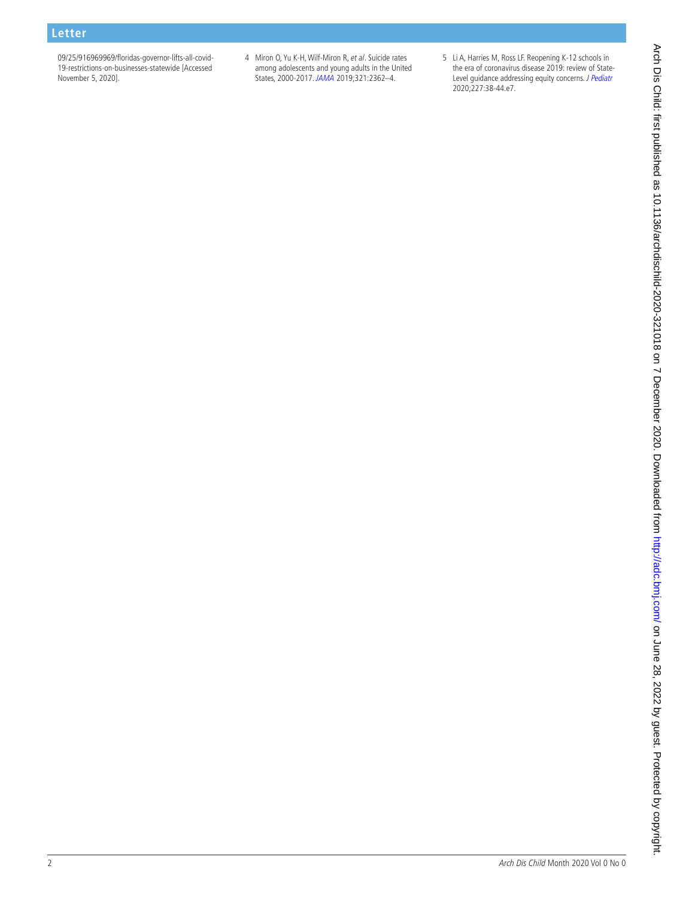09/25/916969969/floridas-governor-lifts-all-covid-19-restrictions-on-businesses-statewide [Accessed November 5, 2020].

4 Miron O, Yu K-H, Wilf-Miron R, *et al*. Suicide rates among adolescents and young adults in the United States, 2000-2017. *JAMA* 2019;321:2362–4.

5 Li A, Harries M, Ross LF. Reopening K-12 schools in the era of coronavirus disease 2019: review of State-Level guidance addressing equity concerns. *J Pediatr* 2020;227:38-44.e7.